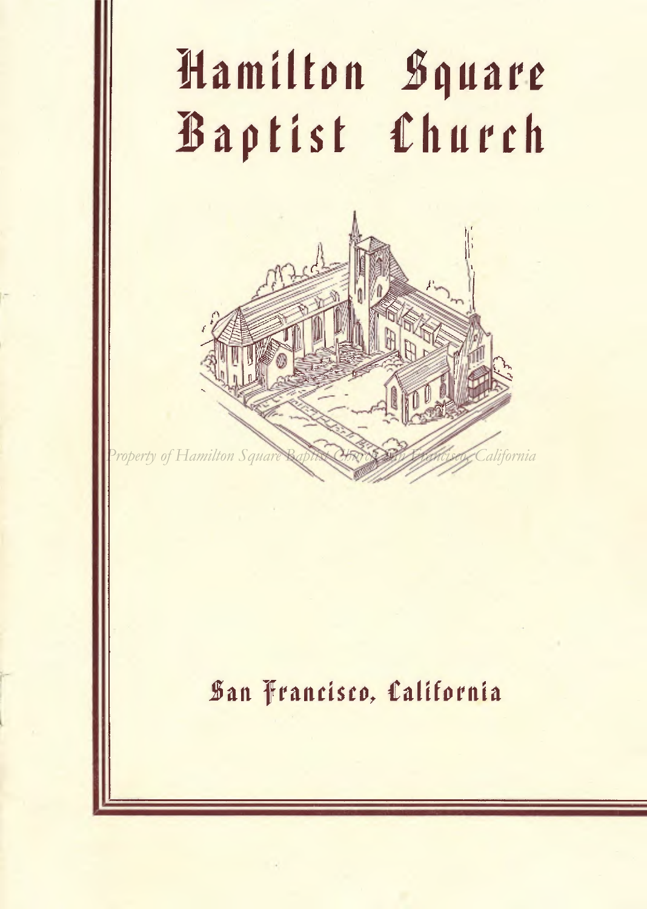# Hamilton Square Baptist Church

Property of Hamilton Square Baptist Church, San Francisco, California

## San Francisco, California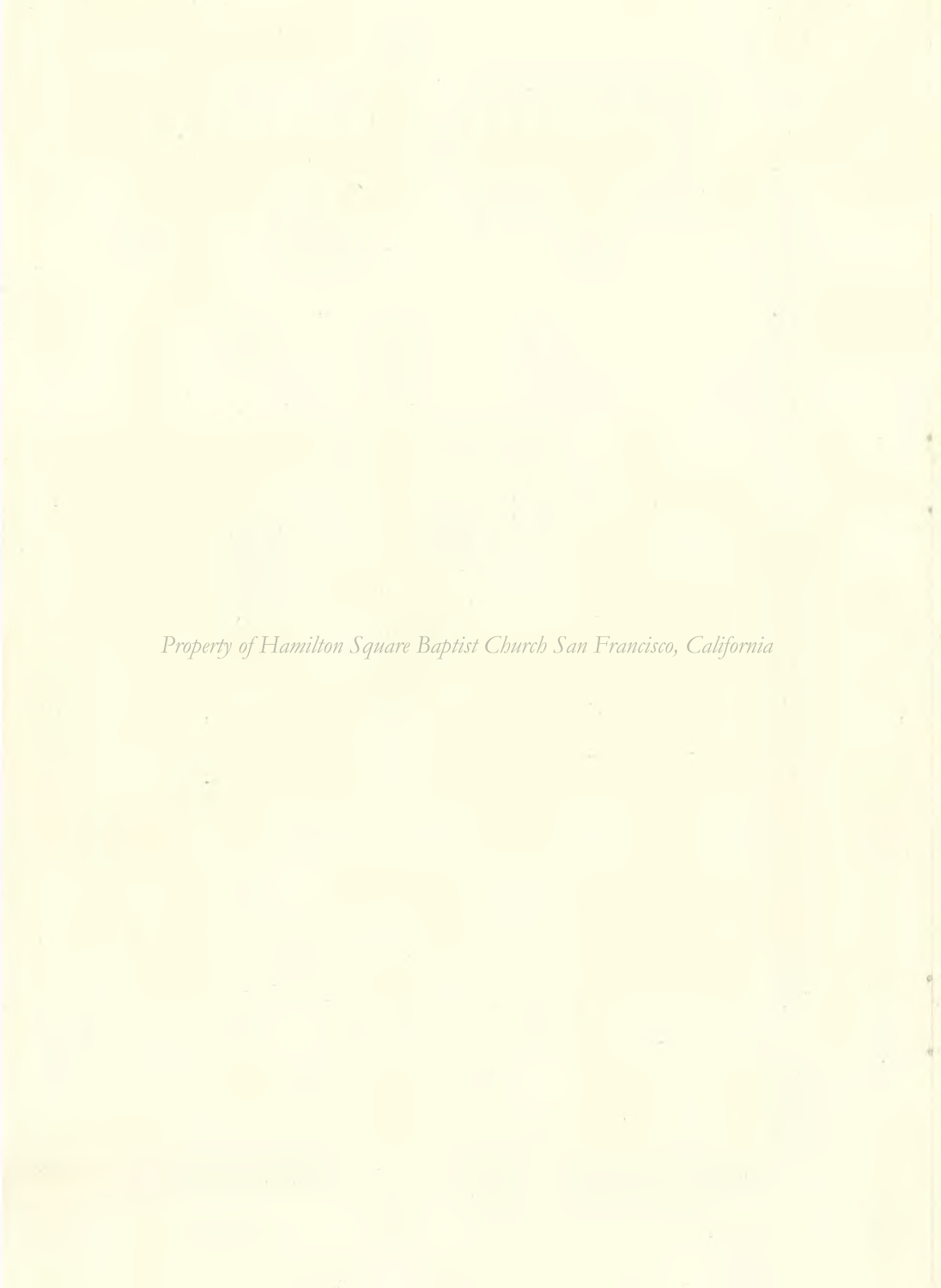*Property of Hamilton Square Baptist Church San Francisco, California*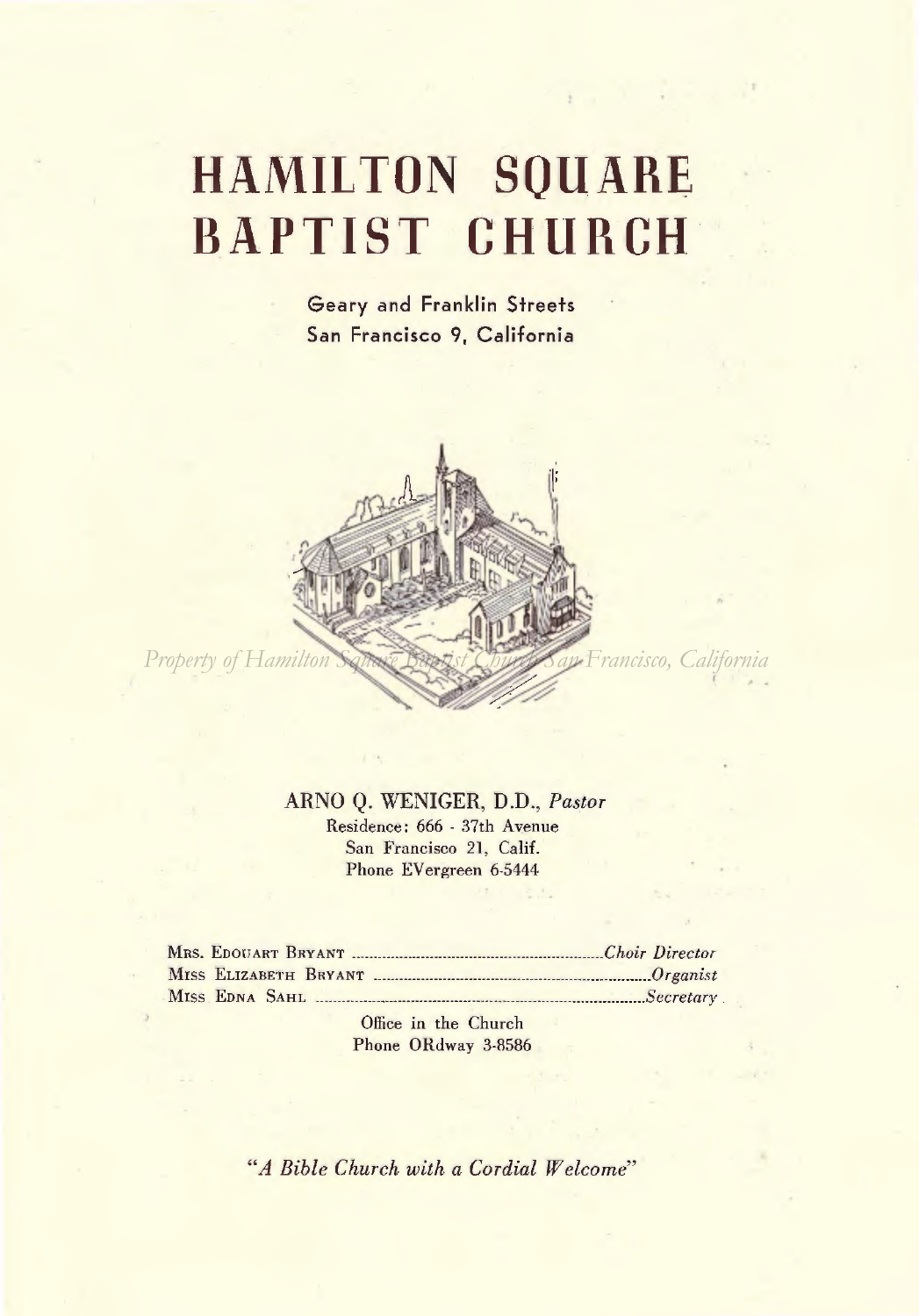# HAMILTON SQUARE BAPTIST CHURCH

Geary and Franklin Streets
San Francisco 9, California

*Property of Hamilton Square Baptist Church San Francisco, California*

ARNO Q. WENIGER, D.D., *Pastor*
Residence: 666 - 37th Avenue
San Francisco 21, Calif.
Phone EVergreen 6-5444

MRS. EDOUART BRYANT .................... *Choir Director*
MISS ELIZABETH BRYANT .................... *Organist*
MISS EDNA SAHL .................... *Secretary*

Office in the Church
Phone ORdway 3-8586

*"A Bible Church with a Cordial Welcome"*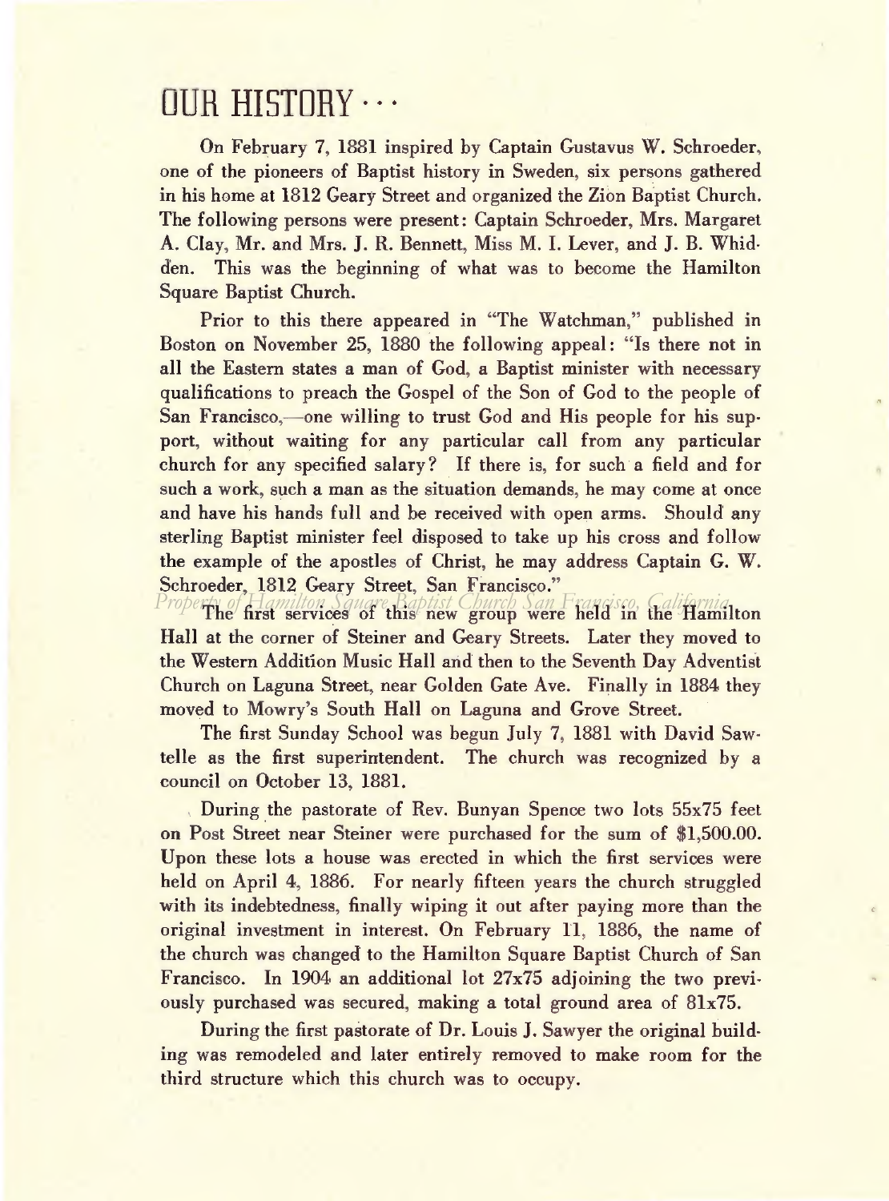# OUR HISTORY ...

On February 7, 1881 inspired by Captain Gustavus W. Schroeder, one of the pioneers of Baptist history in Sweden, six persons gathered in his home at 1812 Geary Street and organized the Zion Baptist Church. The following persons were present: Captain Schroeder, Mrs. Margaret A. Clay, Mr. and Mrs. J. R. Bennett, Miss M. I. Lever, and J. B. Whidden. This was the beginning of what was to become the Hamilton Square Baptist Church.

Prior to this there appeared in "The Watchman," published in Boston on November 25, 1880 the following appeal: "Is there not in all the Eastern states a man of God, a Baptist minister with necessary qualifications to preach the Gospel of the Son of God to the people of San Francisco,—one willing to trust God and His people for his support, without waiting for any particular call from any particular church for any specified salary? If there is, for such a field and for such a work, such a man as the situation demands, he may come at once and have his hands full and be received with open arms. Should any sterling Baptist minister feel disposed to take up his cross and follow the example of the apostles of Christ, he may address Captain G. W. Schroeder, 1812 Geary Street, San Francisco."

The first services of this new group were held in the Hamilton Hall at the corner of Steiner and Geary Streets. Later they moved to the Western Addition Music Hall and then to the Seventh Day Adventist Church on Laguna Street, near Golden Gate Ave. Finally in 1884 they moved to Mowry's South Hall on Laguna and Grove Street.

The first Sunday School was begun July 7, 1881 with David Sawtelle as the first superintendent. The church was recognized by a council on October 13, 1881.

During the pastorate of Rev. Bunyan Spence two lots 55x75 feet on Post Street near Steiner were purchased for the sum of $1,500.00. Upon these lots a house was erected in which the first services were held on April 4, 1886. For nearly fifteen years the church struggled with its indebtedness, finally wiping it out after paying more than the original investment in interest. On February 11, 1886, the name of the church was changed to the Hamilton Square Baptist Church of San Francisco. In 1904 an additional lot 27x75 adjoining the two previously purchased was secured, making a total ground area of 81x75.

During the first pastorate of Dr. Louis J. Sawyer the original building was remodeled and later entirely removed to make room for the third structure which this church was to occupy.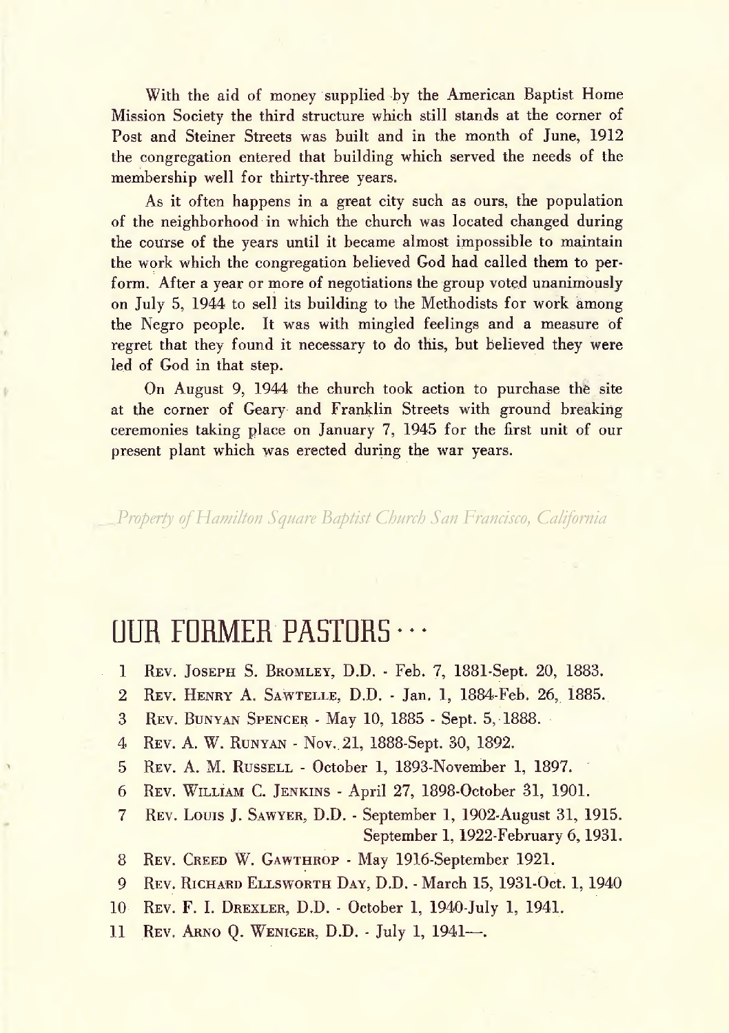With the aid of money supplied by the American Baptist Home Mission Society the third structure which still stands at the corner of Post and Steiner Streets was built and in the month of June, 1912 the congregation entered that building which served the needs of the membership well for thirty-three years.

As it often happens in a great city such as ours, the population of the neighborhood in which the church was located changed during the course of the years until it became almost impossible to maintain the work which the congregation believed God had called them to perform. After a year or more of negotiations the group voted unanimously on July 5, 1944 to sell its building to the Methodists for work among the Negro people. It was with mingled feelings and a measure of regret that they found it necessary to do this, but believed they were led of God in that step.

On August 9, 1944 the church took action to purchase the site at the corner of Geary and Franklin Streets with ground breaking ceremonies taking place on January 7, 1945 for the first unit of our present plant which was erected during the war years.

*Property of Hamilton Square Baptist Church San Francisco, California*

## OUR FORMER PASTORS . . .

1 Rev. Joseph S. Bromley, D.D. - Feb. 7, 1881-Sept. 20, 1883.

2 Rev. Henry A. Sawtelle, D.D. - Jan. 1, 1884-Feb. 26, 1885.

3 Rev. Bunyan Spencer - May 10, 1885 - Sept. 5, 1888.

4 Rev. A. W. Runyan - Nov. 21, 1888-Sept. 30, 1892.

5 Rev. A. M. Russell - October 1, 1893-November 1, 1897.

6 Rev. William C. Jenkins - April 27, 1898-October 31, 1901.

7 Rev. Louis J. Sawyer, D.D. - September 1, 1902-August 31, 1915.
September 1, 1922-February 6, 1931.

8 Rev. Creed W. Gawthrop - May 1916-September 1921.

9 Rev. Richard Ellsworth Day, D.D. - March 15, 1931-Oct. 1, 1940

10 Rev. F. I. Drexler, D.D. - October 1, 1940-July 1, 1941.

11 Rev. Arno Q. Weniger, D.D. - July 1, 1941—.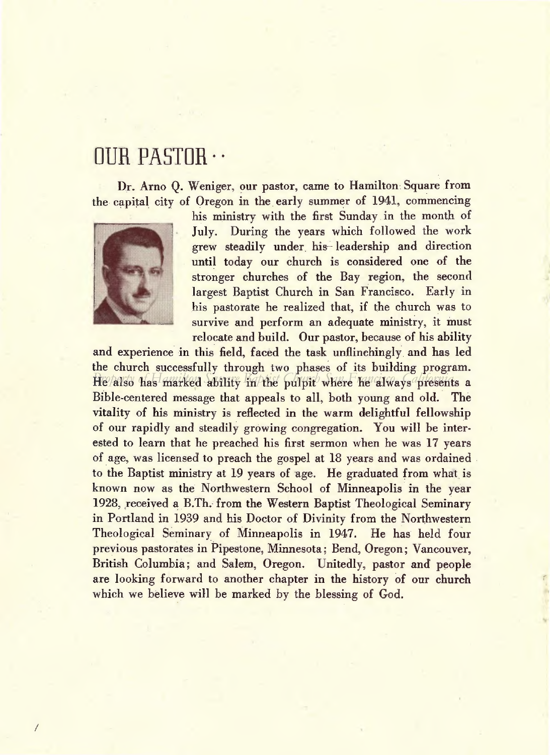# OUR PASTOR · ·

Dr. Arno Q. Weniger, our pastor, came to Hamilton Square from the capital city of Oregon in the early summer of 1941, commencing his ministry with the first Sunday in the month of July. During the years which followed the work grew steadily under his leadership and direction until today our church is considered one of the stronger churches of the Bay region, the second largest Baptist Church in San Francisco. Early in his pastorate he realized that, if the church was to survive and perform an adequate ministry, it must relocate and build. Our pastor, because of his ability and experience in this field, faced the task unflinchingly and has led the church successfully through two phases of its building program. He also has marked ability in the pulpit where he always presents a Bible-centered message that appeals to all, both young and old. The vitality of his ministry is reflected in the warm delightful fellowship of our rapidly and steadily growing congregation. You will be interested to learn that he preached his first sermon when he was 17 years of age, was licensed to preach the gospel at 18 years and was ordained to the Baptist ministry at 19 years of age. He graduated from what is known now as the Northwestern School of Minneapolis in the year 1928, received a B.Th. from the Western Baptist Theological Seminary in Portland in 1939 and his Doctor of Divinity from the Northwestern Theological Seminary of Minneapolis in 1947. He has held four previous pastorates in Pipestone, Minnesota; Bend, Oregon; Vancouver, British Columbia; and Salem, Oregon. Unitedly, pastor and people are looking forward to another chapter in the history of our church which we believe will be marked by the blessing of God.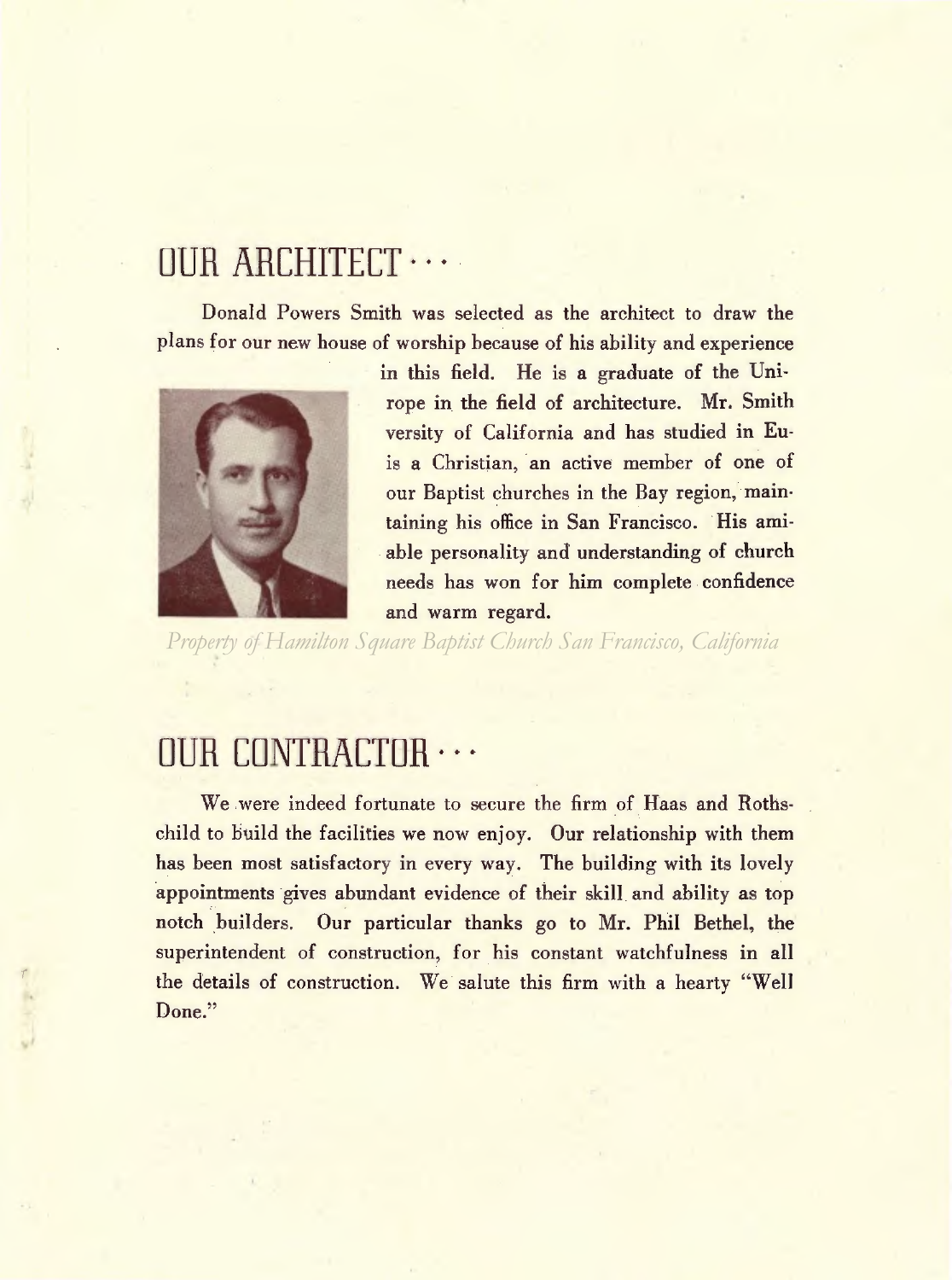# OUR ARCHITECT . . .

Donald Powers Smith was selected as the architect to draw the plans for our new house of worship because of his ability and experience in this field. He is a graduate of the Uni- rope in the field of architecture. Mr. Smith versity of California and has studied in Eu- is a Christian, an active member of one of our Baptist churches in the Bay region, maintaining his office in San Francisco. His amiable personality and understanding of church needs has won for him complete confidence and warm regard.

# OUR CONTRACTOR . . .

We were indeed fortunate to secure the firm of Haas and Rothschild to build the facilities we now enjoy. Our relationship with them has been most satisfactory in every way. The building with its lovely appointments gives abundant evidence of their skill and ability as top notch builders. Our particular thanks go to Mr. Phil Bethel, the superintendent of construction, for his constant watchfulness in all the details of construction. We salute this firm with a hearty "Well Done."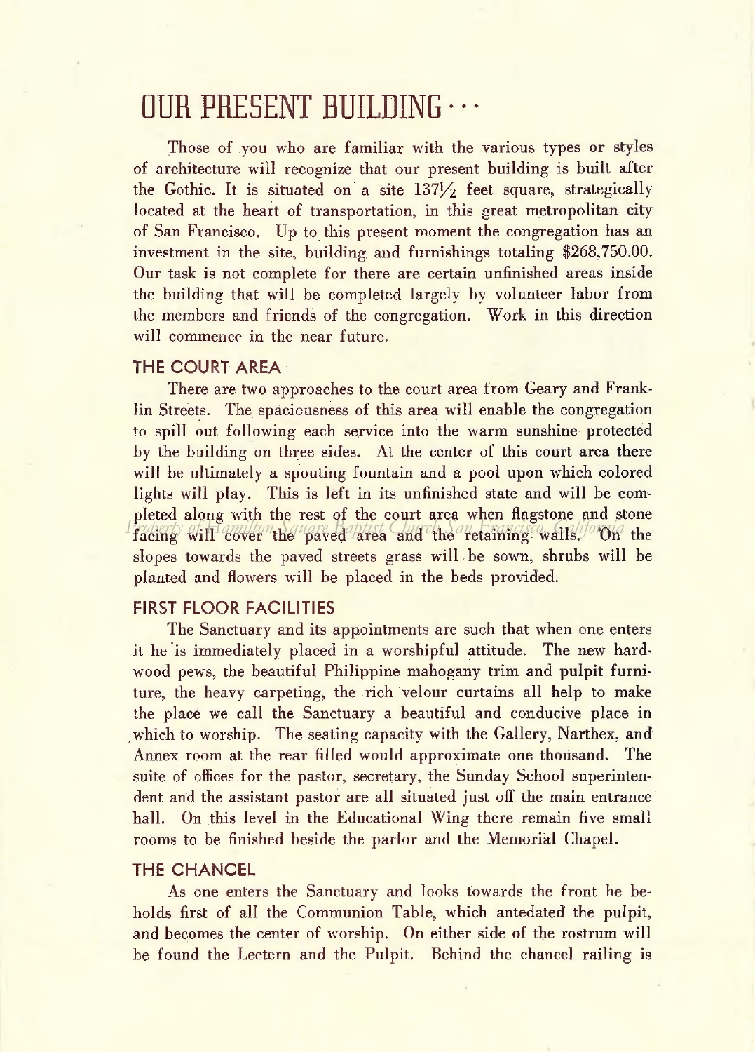# OUR PRESENT BUILDING . . .

Those of you who are familiar with the various types or styles of architecture will recognize that our present building is built after the Gothic. It is situated on a site 137½ feet square, strategically located at the heart of transportation, in this great metropolitan city of San Francisco. Up to this present moment the congregation has an investment in the site, building and furnishings totaling $268,750.00. Our task is not complete for there are certain unfinished areas inside the building that will be completed largely by volunteer labor from the members and friends of the congregation. Work in this direction will commence in the near future.

### THE COURT AREA

There are two approaches to the court area from Geary and Franklin Streets. The spaciousness of this area will enable the congregation to spill out following each service into the warm sunshine protected by the building on three sides. At the center of this court area there will be ultimately a spouting fountain and a pool upon which colored lights will play. This is left in its unfinished state and will be completed along with the rest of the court area when flagstone and stone facing will cover the paved area and the retaining walls. On the slopes towards the paved streets grass will be sown, shrubs will be planted and flowers will be placed in the beds provided.

### FIRST FLOOR FACILITIES

The Sanctuary and its appointments are such that when one enters it he is immediately placed in a worshipful attitude. The new hardwood pews, the beautiful Philippine mahogany trim and pulpit furniture, the heavy carpeting, the rich velour curtains all help to make the place we call the Sanctuary a beautiful and conducive place in which to worship. The seating capacity with the Gallery, Narthex, and Annex room at the rear filled would approximate one thousand. The suite of offices for the pastor, secretary, the Sunday School superintendent and the assistant pastor are all situated just off the main entrance hall. On this level in the Educational Wing there remain five small rooms to be finished beside the parlor and the Memorial Chapel.

### THE CHANCEL

As one enters the Sanctuary and looks towards the front he beholds first of all the Communion Table, which antedated the pulpit, and becomes the center of worship. On either side of the rostrum will be found the Lectern and the Pulpit. Behind the chancel railing is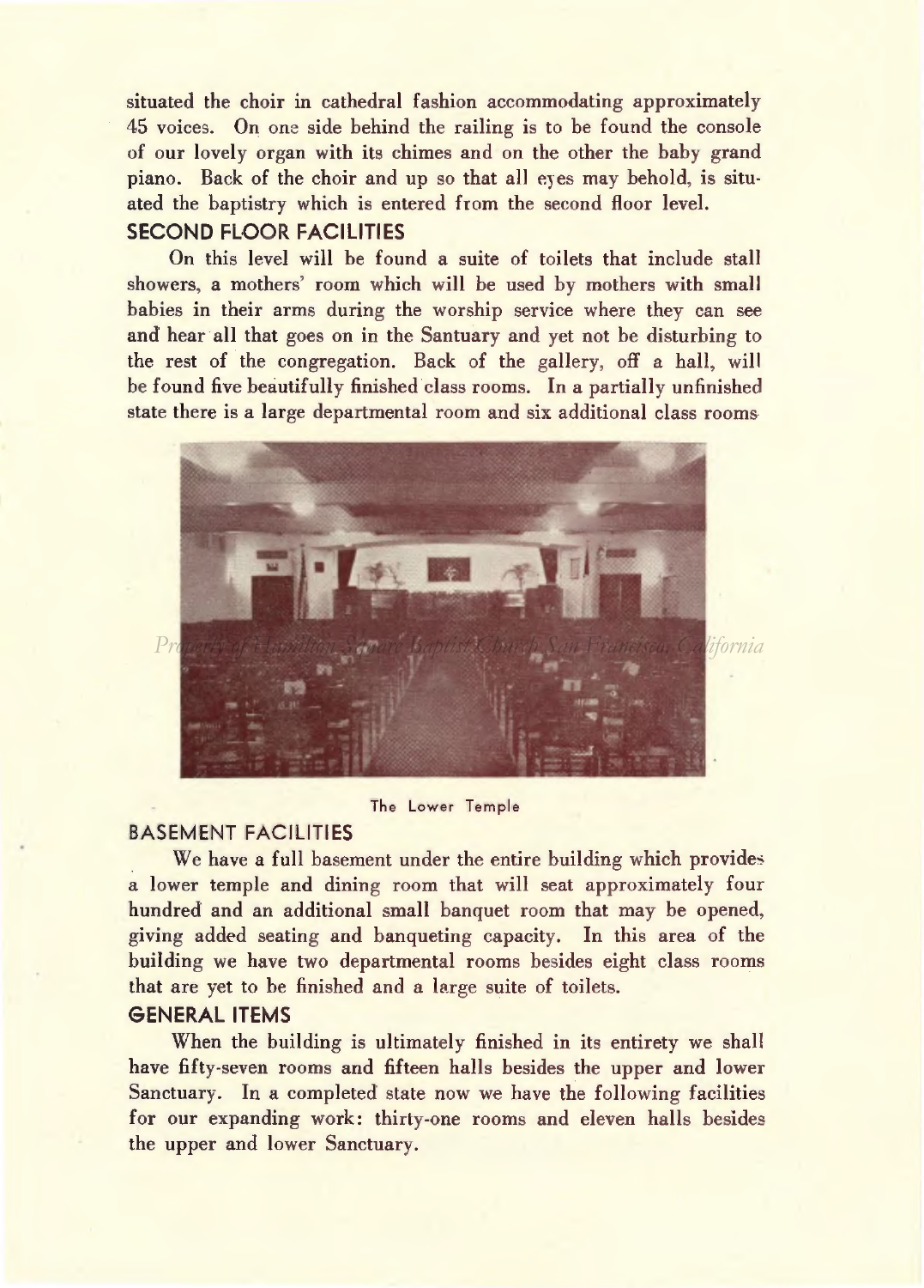situated the choir in cathedral fashion accommodating approximately 45 voices. On one side behind the railing is to be found the console of our lovely organ with its chimes and on the other the baby grand piano. Back of the choir and up so that all eyes may behold, is situated the baptistry which is entered from the second floor level.

## SECOND FLOOR FACILITIES

On this level will be found a suite of toilets that include stall showers, a mothers' room which will be used by mothers with small babies in their arms during the worship service where they can see and hear all that goes on in the Santuary and yet not be disturbing to the rest of the congregation. Back of the gallery, off a hall, will be found five beautifully finished class rooms. In a partially unfinished state there is a large departmental room and six additional class rooms

The Lower Temple

## BASEMENT FACILITIES

We have a full basement under the entire building which provides a lower temple and dining room that will seat approximately four hundred and an additional small banquet room that may be opened, giving added seating and banqueting capacity. In this area of the building we have two departmental rooms besides eight class rooms that are yet to be finished and a large suite of toilets.

## GENERAL ITEMS

When the building is ultimately finished in its entirety we shall have fifty-seven rooms and fifteen halls besides the upper and lower Sanctuary. In a completed state now we have the following facilities for our expanding work: thirty-one rooms and eleven halls besides the upper and lower Sanctuary.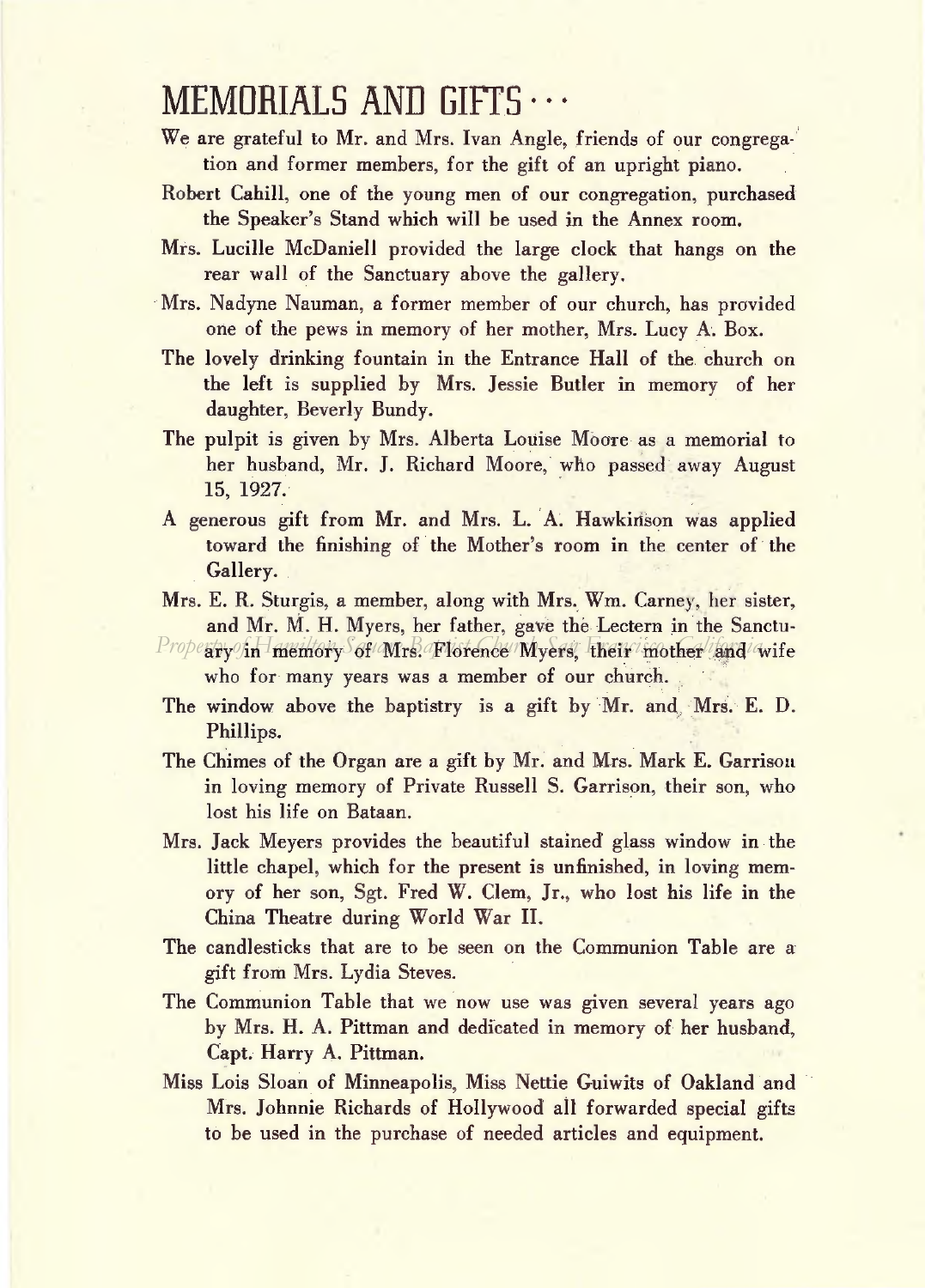# MEMORIALS AND GIFTS . . .

We are grateful to Mr. and Mrs. Ivan Angle, friends of our congregation and former members, for the gift of an upright piano.

Robert Cahill, one of the young men of our congregation, purchased the Speaker's Stand which will be used in the Annex room.

Mrs. Lucille McDaniell provided the large clock that hangs on the rear wall of the Sanctuary above the gallery.

Mrs. Nadyne Nauman, a former member of our church, has provided one of the pews in memory of her mother, Mrs. Lucy A. Box.

The lovely drinking fountain in the Entrance Hall of the church on the left is supplied by Mrs. Jessie Butler in memory of her daughter, Beverly Bundy.

The pulpit is given by Mrs. Alberta Louise Moore as a memorial to her husband, Mr. J. Richard Moore, who passed away August 15, 1927.

A generous gift from Mr. and Mrs. L. A. Hawkinson was applied toward the finishing of the Mother's room in the center of the Gallery.

Mrs. E. R. Sturgis, a member, along with Mrs. Wm. Carney, her sister, and Mr. M. H. Myers, her father, gave the Lectern in the Sanctuary in memory of Mrs. Florence Myers, their mother and wife who for many years was a member of our church.

The window above the baptistry is a gift by Mr. and Mrs. E. D. Phillips.

The Chimes of the Organ are a gift by Mr. and Mrs. Mark E. Garrison in loving memory of Private Russell S. Garrison, their son, who lost his life on Bataan.

Mrs. Jack Meyers provides the beautiful stained glass window in the little chapel, which for the present is unfinished, in loving memory of her son, Sgt. Fred W. Clem, Jr., who lost his life in the China Theatre during World War II.

The candlesticks that are to be seen on the Communion Table are a gift from Mrs. Lydia Steves.

The Communion Table that we now use was given several years ago by Mrs. H. A. Pittman and dedicated in memory of her husband, Capt. Harry A. Pittman.

Miss Lois Sloan of Minneapolis, Miss Nettie Guiwits of Oakland and Mrs. Johnnie Richards of Hollywood all forwarded special gifts to be used in the purchase of needed articles and equipment.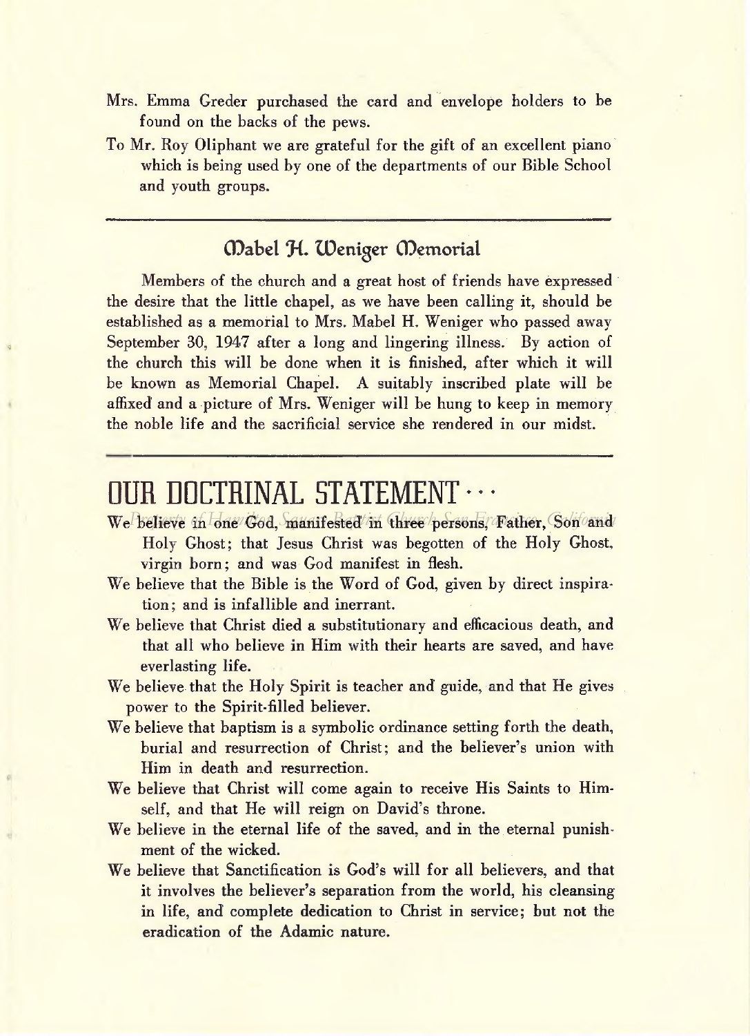Mrs. Emma Greder purchased the card and envelope holders to be found on the backs of the pews.

To Mr. Roy Oliphant we are grateful for the gift of an excellent piano which is being used by one of the departments of our Bible School and youth groups.

## Mabel H. Weniger Memorial

Members of the church and a great host of friends have expressed the desire that the little chapel, as we have been calling it, should be established as a memorial to Mrs. Mabel H. Weniger who passed away September 30, 1947 after a long and lingering illness. By action of the church this will be done when it is finished, after which it will be known as Memorial Chapel. A suitably inscribed plate will be affixed and a picture of Mrs. Weniger will be hung to keep in memory the noble life and the sacrificial service she rendered in our midst.

# OUR DOCTRINAL STATEMENT . . .

We believe in one God, manifested in three persons, Father, Son and Holy Ghost; that Jesus Christ was begotten of the Holy Ghost, virgin born; and was God manifest in flesh.

We believe that the Bible is the Word of God, given by direct inspiration; and is infallible and inerrant.

We believe that Christ died a substitutionary and efficacious death, and that all who believe in Him with their hearts are saved, and have everlasting life.

We believe that the Holy Spirit is teacher and guide, and that He gives power to the Spirit-filled believer.

We believe that baptism is a symbolic ordinance setting forth the death, burial and resurrection of Christ; and the believer's union with Him in death and resurrection.

We believe that Christ will come again to receive His Saints to Himself, and that He will reign on David's throne.

We believe in the eternal life of the saved, and in the eternal punishment of the wicked.

We believe that Sanctification is God's will for all believers, and that it involves the believer's separation from the world, his cleansing in life, and complete dedication to Christ in service; but not the eradication of the Adamic nature.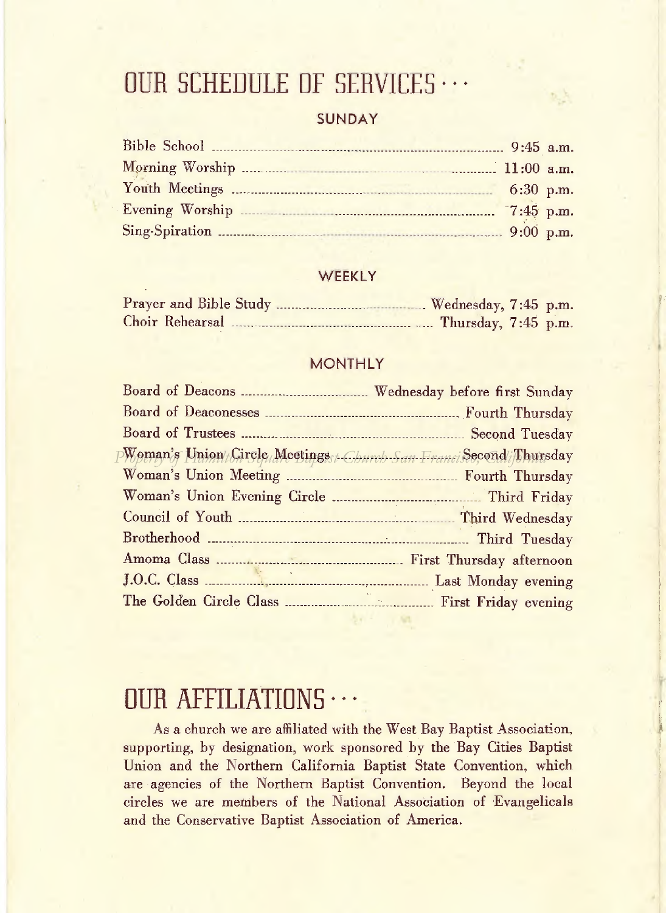# OUR SCHEDULE OF SERVICES · · ·

## SUNDAY

| | |
|---|---|
| Bible School | 9:45 a.m. |
| Morning Worship | 11:00 a.m. |
| Youth Meetings | 6:30 p.m. |
| Evening Worship | 7:45 p.m. |
| Sing-Spiration | 9:00 p.m. |

## WEEKLY

| | |
|---|---|
| Prayer and Bible Study | Wednesday, 7:45 p.m. |
| Choir Rehearsal | Thursday, 7:45 p.m. |

## MONTHLY

| | |
|---|---|
| Board of Deacons | Wednesday before first Sunday |
| Board of Deaconesses | Fourth Thursday |
| Board of Trustees | Second Tuesday |
| Woman's Union Circle Meetings | Second Thursday |
| Woman's Union Meeting | Fourth Thursday |
| Woman's Union Evening Circle | Third Friday |
| Council of Youth | Third Wednesday |
| Brotherhood | Third Tuesday |
| Amoma Class | First Thursday afternoon |
| J.O.C. Class | Last Monday evening |
| The Golden Circle Class | First Friday evening |

# OUR AFFILIATIONS · · ·

As a church we are affiliated with the West Bay Baptist Association, supporting, by designation, work sponsored by the Bay Cities Baptist Union and the Northern California Baptist State Convention, which are agencies of the Northern Baptist Convention. Beyond the local circles we are members of the National Association of Evangelicals and the Conservative Baptist Association of America.